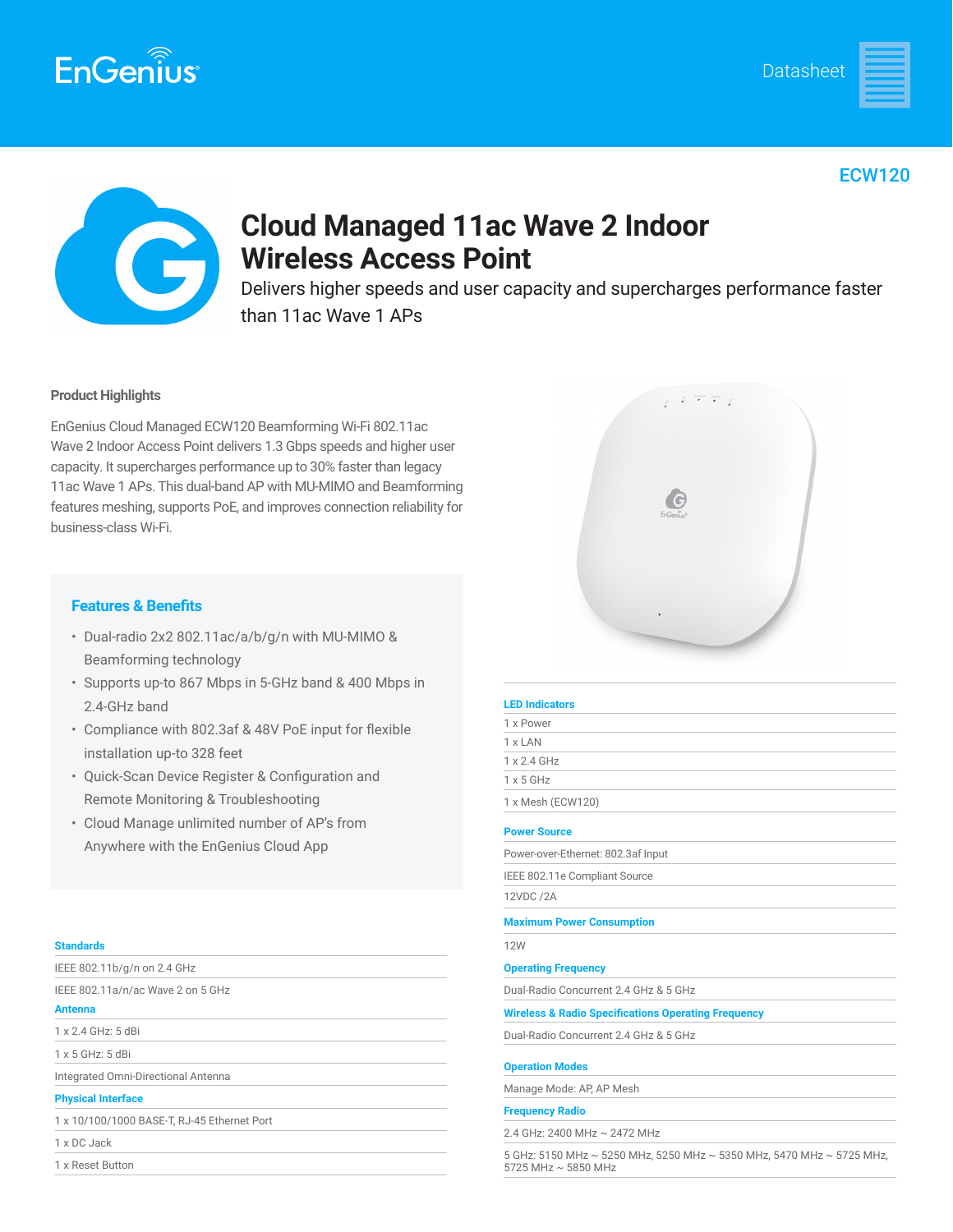Datasheet

ECW120

# Cloud Managed 11ac Wave 2 Indoor Wireless Access Point

Delivers higher speeds and user capacity and supercharges performance faster than 11ac Wave 1 APs

**Product Highlights**

EnGenius Cloud Managed ECW120 Beamforming Wi-Fi 802.11ac Wave 2 Indoor Access Point delivers 1.3 Gbps speeds and higher user capacity. It supercharges performance up to 30% faster than legacy 11ac Wave 1 APs. This dual-band AP with MU-MIMO and Beamforming features meshing, supports PoE, and improves connection reliability for business-class Wi-Fi.

## Features & Benefits

- Dual-radio 2x2 802.11ac/a/b/g/n with MU-MIMO & Beamforming technology
- Supports up-to 867 Mbps in 5-GHz band & 400 Mbps in 2.4-GHz band
- Compliance with 802.3af & 48V PoE input for flexible installation up-to 328 feet
- Quick-Scan Device Register & Configuration and Remote Monitoring & Troubleshooting
- Cloud Manage unlimited number of AP's from Anywhere with the EnGenius Cloud App

**Standards**

IEEE 802.11b/g/n on 2.4 GHz

IEEE 802.11a/n/ac Wave 2 on 5 GHz

**Antenna**

1 x 2.4 GHz: 5 dBi

1 x 5 GHz: 5 dBi

Integrated Omni-Directional Antenna

**Physical Interface**

1 x 10/100/1000 BASE-T, RJ-45 Ethernet Port

1 x DC Jack

1 x Reset Button

**LED Indicators**

1 x Power

1 x LAN

1 x 2.4 GHz

1 x 5 GHz

1 x Mesh (ECW120)

**Power Source**

Power-over-Ethernet: 802.3af Input

IEEE 802.11e Compliant Source

12VDC /2A

**Maximum Power Consumption**

12W

**Operating Frequency**

Dual-Radio Concurrent 2.4 GHz & 5 GHz

**Wireless & Radio Specifications Operating Frequency**

Dual-Radio Concurrent 2.4 GHz & 5 GHz

**Operation Modes**

Manage Mode: AP, AP Mesh

**Frequency Radio**

2.4 GHz: 2400 MHz ~ 2472 MHz

5 GHz: 5150 MHz ~ 5250 MHz, 5250 MHz ~ 5350 MHz, 5470 MHz ~ 5725 MHz, 5725 MHz ~ 5850 MHz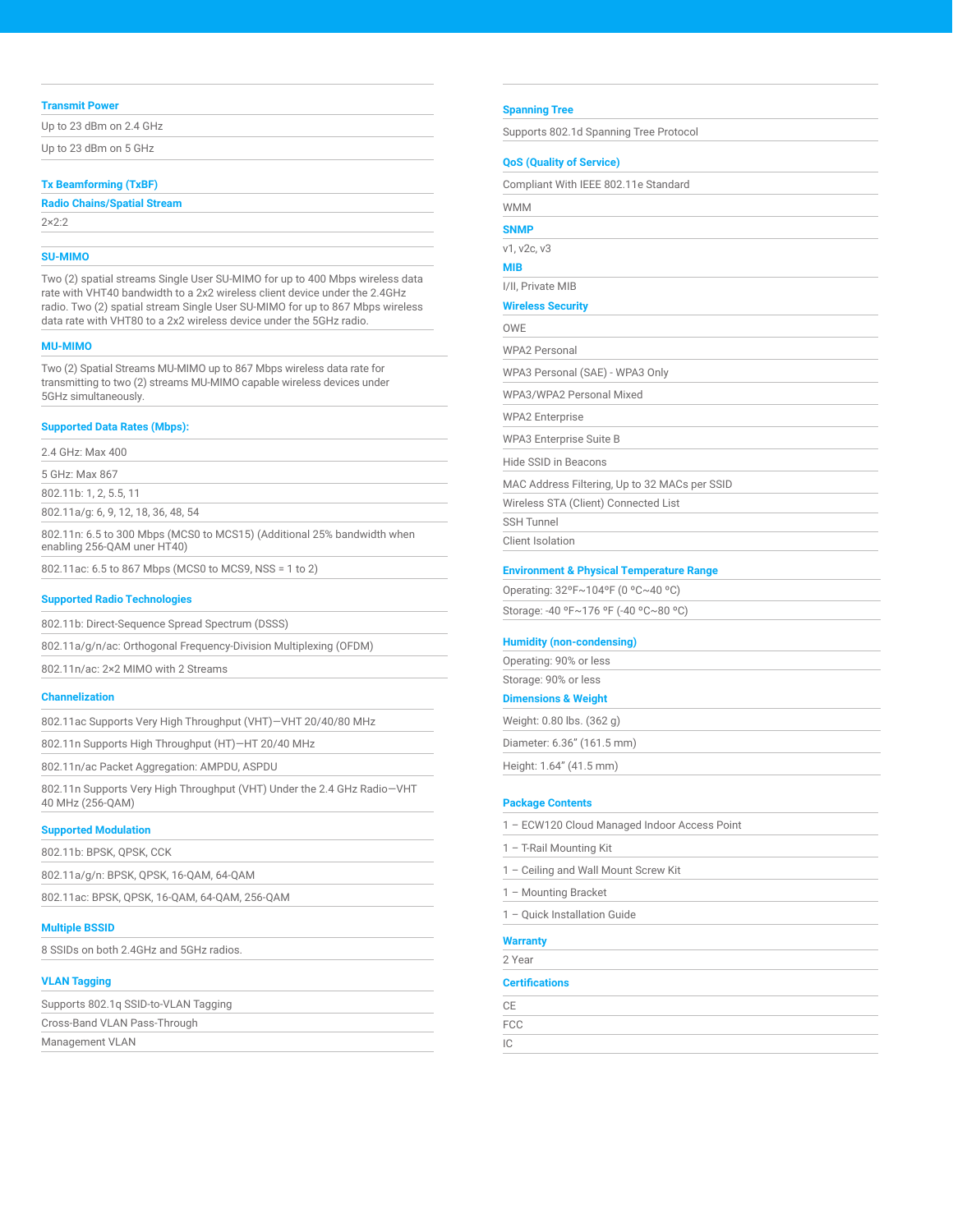### Transmit Power

Up to 23 dBm on 2.4 GHz

Up to 23 dBm on 5 GHz

### Tx Beamforming (TxBF)

### Radio Chains/Spatial Stream

2×2:2

### SU-MIMO

Two (2) spatial streams Single User SU-MIMO for up to 400 Mbps wireless data rate with VHT40 bandwidth to a 2x2 wireless client device under the 2.4GHz radio. Two (2) spatial stream Single User SU-MIMO for up to 867 Mbps wireless data rate with VHT80 to a 2x2 wireless device under the 5GHz radio.

### MU-MIMO

Two (2) Spatial Streams MU-MIMO up to 867 Mbps wireless data rate for transmitting to two (2) streams MU-MIMO capable wireless devices under 5GHz simultaneously.

### Supported Data Rates (Mbps):

2.4 GHz: Max 400

5 GHz: Max 867

802.11b: 1, 2, 5.5, 11

802.11a/g: 6, 9, 12, 18, 36, 48, 54

802.11n: 6.5 to 300 Mbps (MCS0 to MCS15) (Additional 25% bandwidth when enabling 256-QAM uner HT40)

802.11ac: 6.5 to 867 Mbps (MCS0 to MCS9, NSS = 1 to 2)

### Supported Radio Technologies

802.11b: Direct-Sequence Spread Spectrum (DSSS)

802.11a/g/n/ac: Orthogonal Frequency-Division Multiplexing (OFDM)

802.11n/ac: 2×2 MIMO with 2 Streams

### Channelization

802.11ac Supports Very High Throughput (VHT)—VHT 20/40/80 MHz

802.11n Supports High Throughput (HT)—HT 20/40 MHz

802.11n/ac Packet Aggregation: AMPDU, ASPDU

802.11n Supports Very High Throughput (VHT) Under the 2.4 GHz Radio—VHT 40 MHz (256-QAM)

### Supported Modulation

802.11b: BPSK, QPSK, CCK

802.11a/g/n: BPSK, QPSK, 16-QAM, 64-QAM

802.11ac: BPSK, QPSK, 16-QAM, 64-QAM, 256-QAM

### Multiple BSSID

8 SSIDs on both 2.4GHz and 5GHz radios.

### VLAN Tagging

Supports 802.1q SSID-to-VLAN Tagging

Cross-Band VLAN Pass-Through

Management VLAN

### Spanning Tree

Supports 802.1d Spanning Tree Protocol

### QoS (Quality of Service)

Compliant With IEEE 802.11e Standard

WMM

### SNMP

v1, v2c, v3

### MIB

I/II, Private MIB

### Wireless Security

OWE

WPA2 Personal

WPA3 Personal (SAE) - WPA3 Only

WPA3/WPA2 Personal Mixed

WPA2 Enterprise

WPA3 Enterprise Suite B

Hide SSID in Beacons

MAC Address Filtering, Up to 32 MACs per SSID

Wireless STA (Client) Connected List

SSH Tunnel

Client Isolation

### Environment & Physical Temperature Range

Operating: 32ºF~104ºF (0 ºC~40 ºC)

Storage: -40 ºF~176 ºF (-40 ºC~80 ºC)

### Humidity (non-condensing)

Operating: 90% or less

Storage: 90% or less

### Dimensions & Weight

Weight: 0.80 lbs. (362 g)

Diameter: 6.36” (161.5 mm)

Height: 1.64” (41.5 mm)

### Package Contents

1 – ECW120 Cloud Managed Indoor Access Point

1 – T-Rail Mounting Kit

1 – Ceiling and Wall Mount Screw Kit

1 – Mounting Bracket

1 – Quick Installation Guide

### Warranty

2 Year

### Certifications

CE

FCC

IC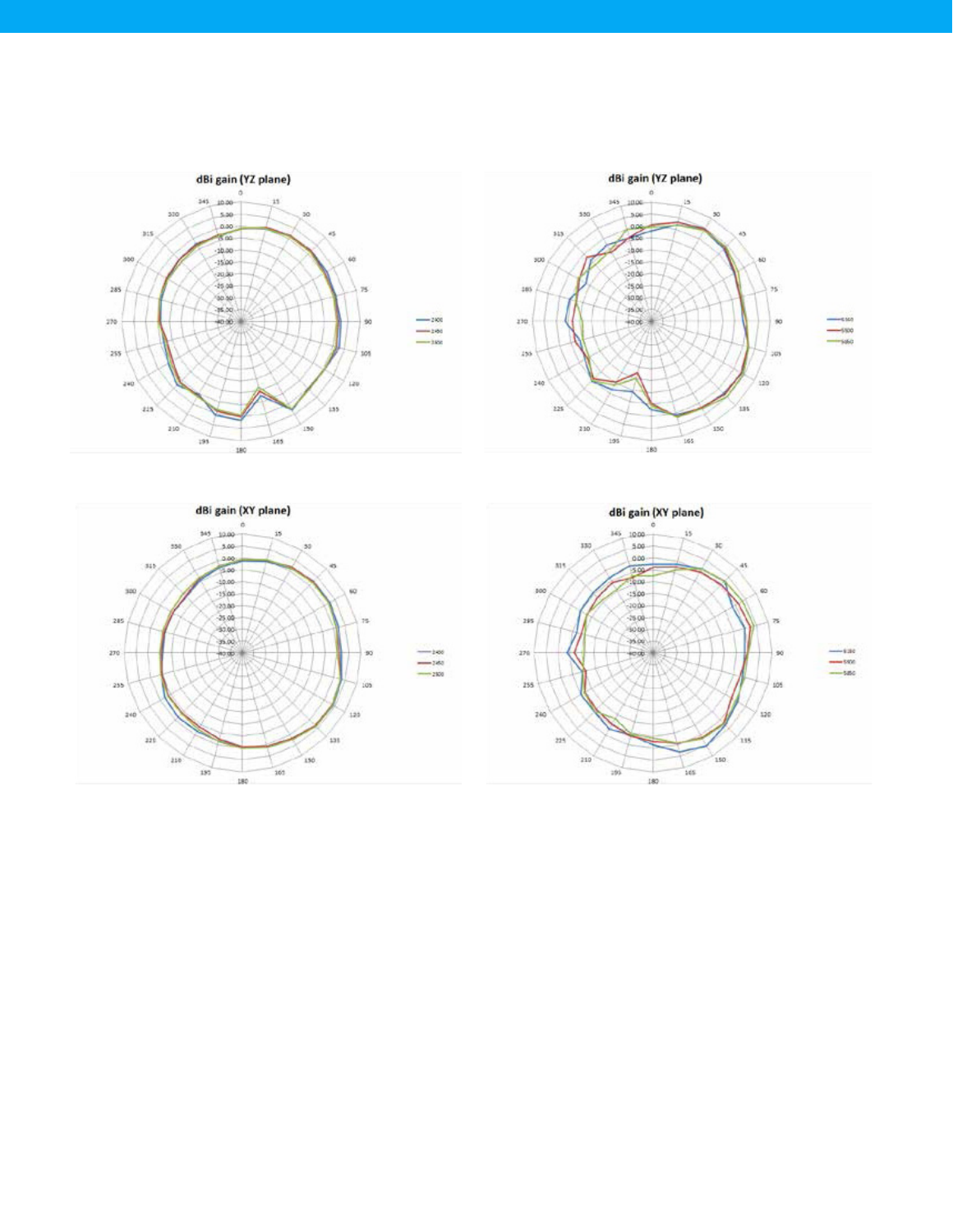**dBi gain (YZ plane)**

2400, 2450, 2500

**dBi gain (YZ plane)**

5150, 5500, 5850

**dBi gain (XY plane)**

2400, 2450, 2500

**dBi gain (XY plane)**

5150, 5500, 5850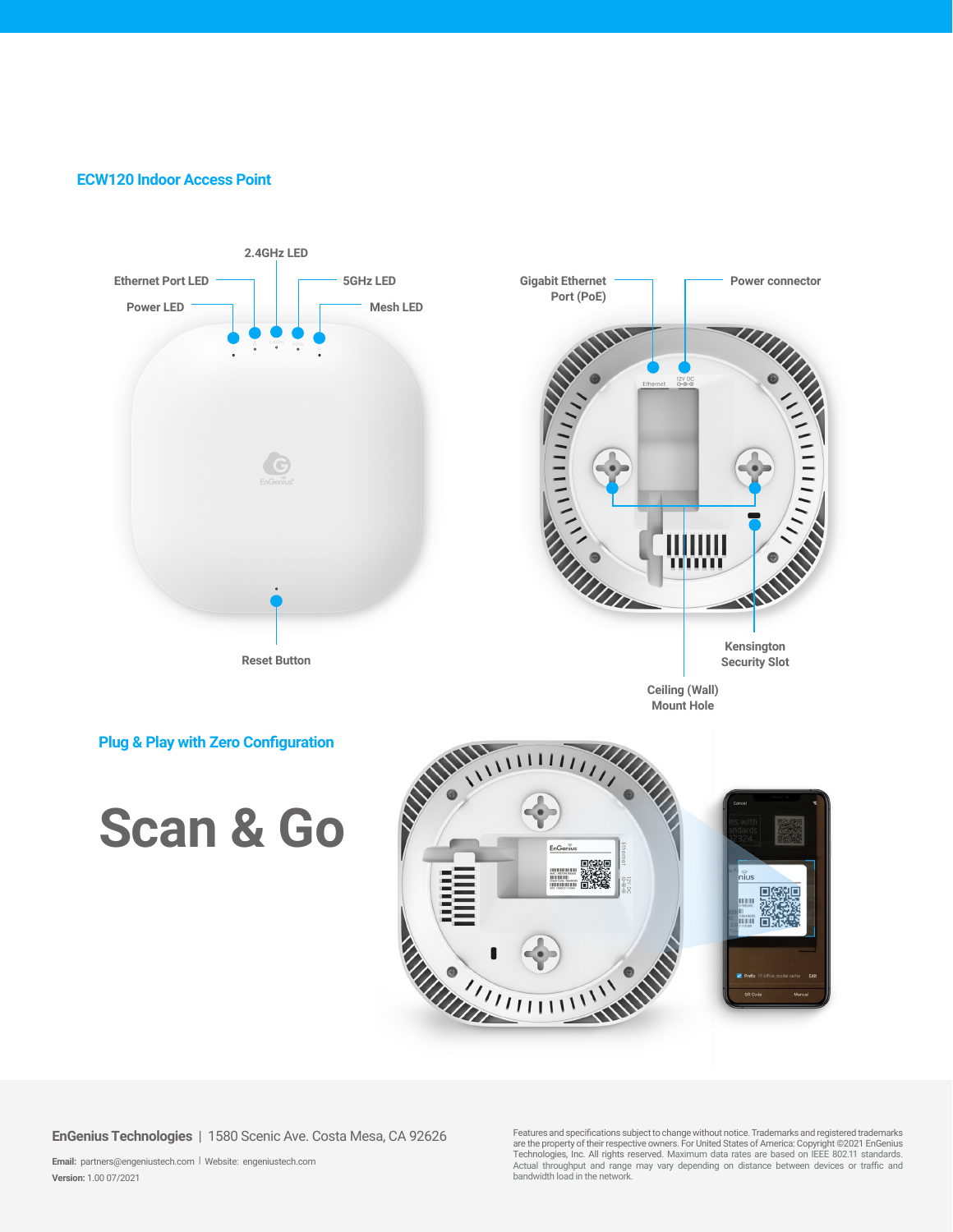## ECW120 Indoor Access Point

Ethernet Port LED

Power LED

2.4GHz LED

5GHz LED

Mesh LED

Reset Button

Gigabit Ethernet Port (PoE)

Power connector

Kensington Security Slot

Ceiling (Wall) Mount Hole

## Plug & Play with Zero Configuration

# Scan & Go

**EnGenius Technologies** | 1580 Scenic Ave. Costa Mesa, CA 92626

**Email:** partners@engeniustech.com | Website: engeniustech.com

**Version:** 1.00 07/2021

Features and specifications subject to change without notice. Trademarks and registered trademarks are the property of their respective owners. For United States of America: Copyright ©2021 EnGenius Technologies, Inc. All rights reserved. Maximum data rates are based on IEEE 802.11 standards. Actual throughput and range may vary depending on distance between devices or traffic and bandwidth load in the network.